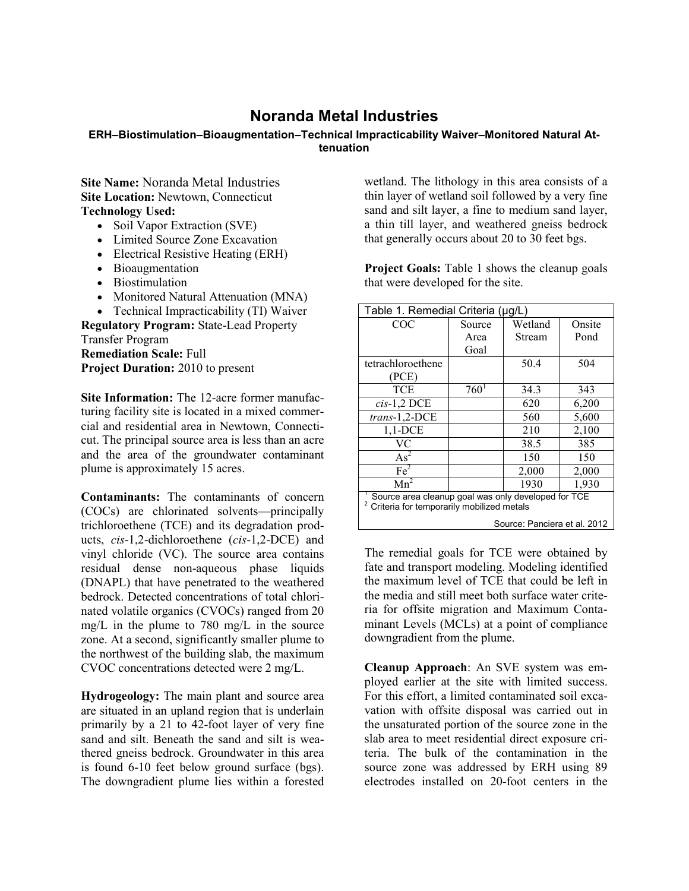# Noranda Metal Industries

### ERH–Biostimulation–Bioaugmentation–Technical Impracticability Waiver–Monitored Natural Attenuation

**Site Name:** Noranda Metal Industries
**Site Location:** Newtown, Connecticut
**Technology Used:**

- Soil Vapor Extraction (SVE)
- Limited Source Zone Excavation
- Electrical Resistive Heating (ERH)
- Bioaugmentation
- Biostimulation
- Monitored Natural Attenuation (MNA)
- Technical Impracticability (TI) Waiver

**Regulatory Program:** State-Lead Property Transfer Program
**Remediation Scale:** Full
**Project Duration:** 2010 to present

**Site Information:** The 12-acre former manufacturing facility site is located in a mixed commercial and residential area in Newtown, Connecticut. The principal source area is less than an acre and the area of the groundwater contaminant plume is approximately 15 acres.

**Contaminants:** The contaminants of concern (COCs) are chlorinated solvents—principally trichloroethene (TCE) and its degradation products, *cis*-1,2-dichloroethene (*cis*-1,2-DCE) and vinyl chloride (VC). The source area contains residual dense non-aqueous phase liquids (DNAPL) that have penetrated to the weathered bedrock. Detected concentrations of total chlorinated volatile organics (CVOCs) ranged from 20 mg/L in the plume to 780 mg/L in the source zone. At a second, significantly smaller plume to the northwest of the building slab, the maximum CVOC concentrations detected were 2 mg/L.

**Hydrogeology:** The main plant and source area are situated in an upland region that is underlain primarily by a 21 to 42-foot layer of very fine sand and silt. Beneath the sand and silt is weathered gneiss bedrock. Groundwater in this area is found 6-10 feet below ground surface (bgs). The downgradient plume lies within a forested wetland. The lithology in this area consists of a thin layer of wetland soil followed by a very fine sand and silt layer, a fine to medium sand layer, a thin till layer, and weathered gneiss bedrock that generally occurs about 20 to 30 feet bgs.

**Project Goals:** Table 1 shows the cleanup goals that were developed for the site.

Table 1. Remedial Criteria (μg/L)

| COC | Source Area Goal | Wetland Stream | Onsite Pond |
|---|---|---|---|
| tetrachloroethene (PCE) | | 50.4 | 504 |
| TCE | 760[1] | 34.3 | 343 |
| *cis*-1,2 DCE | | 620 | 6,200 |
| *trans*-1,2-DCE | | 560 | 5,600 |
| 1,1-DCE | | 210 | 2,100 |
| VC | | 38.5 | 385 |
| As[2] | | 150 | 150 |
| Fe[2] | | 2,000 | 2,000 |
| Mn[2] | | 1930 | 1,930 |

[1] Source area cleanup goal was only developed for TCE
[2] Criteria for temporarily mobilized metals

Source: Panciera et al. 2012

The remedial goals for TCE were obtained by fate and transport modeling. Modeling identified the maximum level of TCE that could be left in the media and still meet both surface water criteria for offsite migration and Maximum Contaminant Levels (MCLs) at a point of compliance downgradient from the plume.

**Cleanup Approach**: An SVE system was employed earlier at the site with limited success. For this effort, a limited contaminated soil excavation with offsite disposal was carried out in the unsaturated portion of the source zone in the slab area to meet residential direct exposure criteria. The bulk of the contamination in the source zone was addressed by ERH using 89 electrodes installed on 20-foot centers in the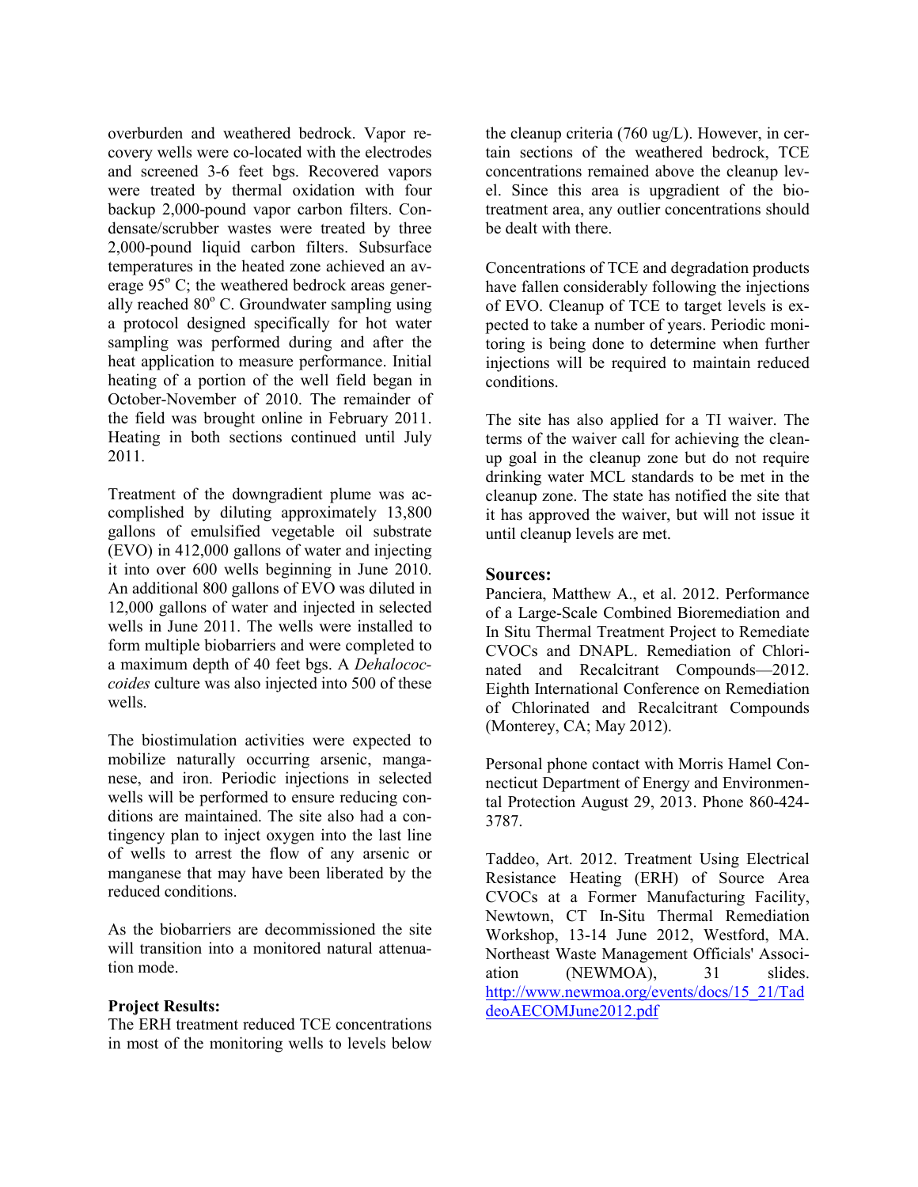overburden and weathered bedrock. Vapor recovery wells were co-located with the electrodes and screened 3-6 feet bgs. Recovered vapors were treated by thermal oxidation with four backup 2,000-pound vapor carbon filters. Condensate/scrubber wastes were treated by three 2,000-pound liquid carbon filters. Subsurface temperatures in the heated zone achieved an average 95$^o$ C; the weathered bedrock areas generally reached 80$^o$ C. Groundwater sampling using a protocol designed specifically for hot water sampling was performed during and after the heat application to measure performance. Initial heating of a portion of the well field began in October-November of 2010. The remainder of the field was brought online in February 2011. Heating in both sections continued until July 2011.

Treatment of the downgradient plume was accomplished by diluting approximately 13,800 gallons of emulsified vegetable oil substrate (EVO) in 412,000 gallons of water and injecting it into over 600 wells beginning in June 2010. An additional 800 gallons of EVO was diluted in 12,000 gallons of water and injected in selected wells in June 2011. The wells were installed to form multiple biobarriers and were completed to a maximum depth of 40 feet bgs. A *Dehalococcoides* culture was also injected into 500 of these wells.

The biostimulation activities were expected to mobilize naturally occurring arsenic, manganese, and iron. Periodic injections in selected wells will be performed to ensure reducing conditions are maintained. The site also had a contingency plan to inject oxygen into the last line of wells to arrest the flow of any arsenic or manganese that may have been liberated by the reduced conditions.

As the biobarriers are decommissioned the site will transition into a monitored natural attenuation mode.

**Project Results:**
The ERH treatment reduced TCE concentrations in most of the monitoring wells to levels below the cleanup criteria (760 ug/L). However, in certain sections of the weathered bedrock, TCE concentrations remained above the cleanup level. Since this area is upgradient of the biotreatment area, any outlier concentrations should be dealt with there.

Concentrations of TCE and degradation products have fallen considerably following the injections of EVO. Cleanup of TCE to target levels is expected to take a number of years. Periodic monitoring is being done to determine when further injections will be required to maintain reduced conditions.

The site has also applied for a TI waiver. The terms of the waiver call for achieving the cleanup goal in the cleanup zone but do not require drinking water MCL standards to be met in the cleanup zone. The state has notified the site that it has approved the waiver, but will not issue it until cleanup levels are met.

**Sources:**
Panciera, Matthew A., et al. 2012. Performance of a Large-Scale Combined Bioremediation and In Situ Thermal Treatment Project to Remediate CVOCs and DNAPL. Remediation of Chlorinated and Recalcitrant Compounds—2012. Eighth International Conference on Remediation of Chlorinated and Recalcitrant Compounds (Monterey, CA; May 2012).

Personal phone contact with Morris Hamel Connecticut Department of Energy and Environmental Protection August 29, 2013. Phone 860-424-3787.

Taddeo, Art. 2012. Treatment Using Electrical Resistance Heating (ERH) of Source Area CVOCs at a Former Manufacturing Facility, Newtown, CT In-Situ Thermal Remediation Workshop, 13-14 June 2012, Westford, MA. Northeast Waste Management Officials' Association (NEWMOA), 31 slides. http://www.newmoa.org/events/docs/15_21/TaddeoAECOMJune2012.pdf